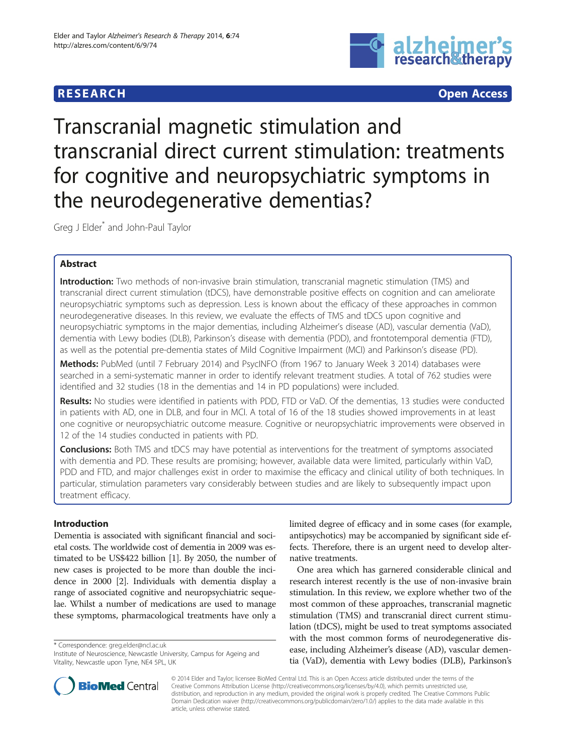**RESEARCH** **Open Access**

# Transcranial magnetic stimulation and transcranial direct current stimulation: treatments for cognitive and neuropsychiatric symptoms in the neurodegenerative dementias?

Greg J Elder* and John-Paul Taylor

## Abstract

**Introduction:** Two methods of non-invasive brain stimulation, transcranial magnetic stimulation (TMS) and transcranial direct current stimulation (tDCS), have demonstrable positive effects on cognition and can ameliorate neuropsychiatric symptoms such as depression. Less is known about the efficacy of these approaches in common neurodegenerative diseases. In this review, we evaluate the effects of TMS and tDCS upon cognitive and neuropsychiatric symptoms in the major dementias, including Alzheimer's disease (AD), vascular dementia (VaD), dementia with Lewy bodies (DLB), Parkinson's disease with dementia (PDD), and frontotemporal dementia (FTD), as well as the potential pre-dementia states of Mild Cognitive Impairment (MCI) and Parkinson's disease (PD).

**Methods:** PubMed (until 7 February 2014) and PsycINFO (from 1967 to January Week 3 2014) databases were searched in a semi-systematic manner in order to identify relevant treatment studies. A total of 762 studies were identified and 32 studies (18 in the dementias and 14 in PD populations) were included.

**Results:** No studies were identified in patients with PDD, FTD or VaD. Of the dementias, 13 studies were conducted in patients with AD, one in DLB, and four in MCI. A total of 16 of the 18 studies showed improvements in at least one cognitive or neuropsychiatric outcome measure. Cognitive or neuropsychiatric improvements were observed in 12 of the 14 studies conducted in patients with PD.

**Conclusions:** Both TMS and tDCS may have potential as interventions for the treatment of symptoms associated with dementia and PD. These results are promising; however, available data were limited, particularly within VaD, PDD and FTD, and major challenges exist in order to maximise the efficacy and clinical utility of both techniques. In particular, stimulation parameters vary considerably between studies and are likely to subsequently impact upon treatment efficacy.

## Introduction

Dementia is associated with significant financial and societal costs. The worldwide cost of dementia in 2009 was estimated to be US$422 billion [1]. By 2050, the number of new cases is projected to be more than double the incidence in 2000 [2]. Individuals with dementia display a range of associated cognitive and neuropsychiatric sequelae. Whilst a number of medications are used to manage these symptoms, pharmacological treatments have only a limited degree of efficacy and in some cases (for example, antipsychotics) may be accompanied by significant side effects. Therefore, there is an urgent need to develop alternative treatments.

One area which has garnered considerable clinical and research interest recently is the use of non-invasive brain stimulation. In this review, we explore whether two of the most common of these approaches, transcranial magnetic stimulation (TMS) and transcranial direct current stimulation (tDCS), might be used to treat symptoms associated with the most common forms of neurodegenerative disease, including Alzheimer's disease (AD), vascular dementia (VaD), dementia with Lewy bodies (DLB), Parkinson's

\* Correspondence: greg.elder@ncl.ac.uk
Institute of Neuroscience, Newcastle University, Campus for Ageing and Vitality, Newcastle upon Tyne, NE4 5PL, UK

© 2014 Elder and Taylor; licensee BioMed Central Ltd. This is an Open Access article distributed under the terms of the Creative Commons Attribution License (http://creativecommons.org/licenses/by/4.0), which permits unrestricted use, distribution, and reproduction in any medium, provided the original work is properly credited. The Creative Commons Public Domain Dedication waiver (http://creativecommons.org/publicdomain/zero/1.0/) applies to the data made available in this article, unless otherwise stated.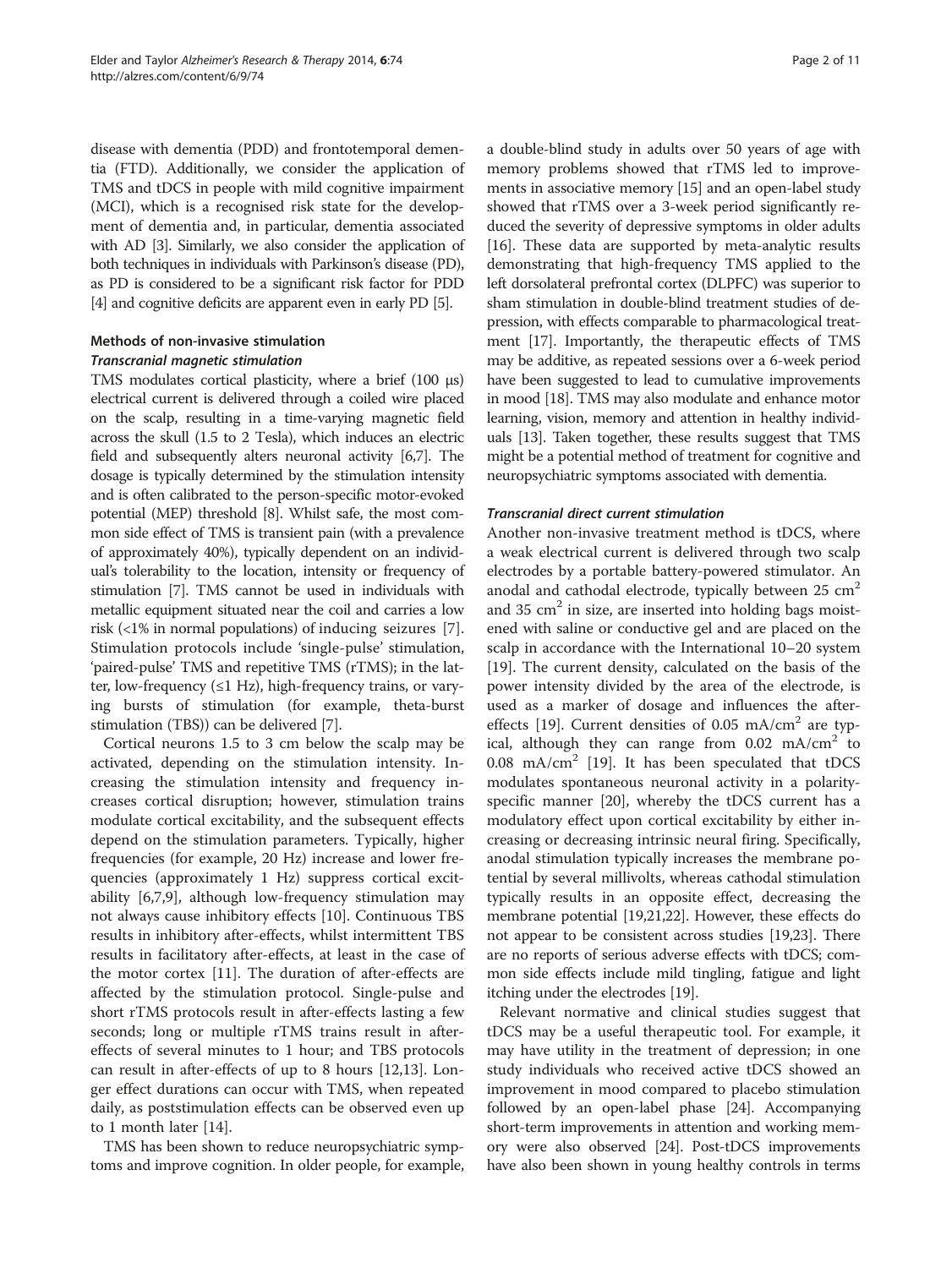disease with dementia (PDD) and frontotemporal dementia (FTD). Additionally, we consider the application of TMS and tDCS in people with mild cognitive impairment (MCI), which is a recognised risk state for the development of dementia and, in particular, dementia associated with AD [3]. Similarly, we also consider the application of both techniques in individuals with Parkinson's disease (PD), as PD is considered to be a significant risk factor for PDD [4] and cognitive deficits are apparent even in early PD [5].

## Methods of non-invasive stimulation

### Transcranial magnetic stimulation

TMS modulates cortical plasticity, where a brief (100 μs) electrical current is delivered through a coiled wire placed on the scalp, resulting in a time-varying magnetic field across the skull (1.5 to 2 Tesla), which induces an electric field and subsequently alters neuronal activity [6,7]. The dosage is typically determined by the stimulation intensity and is often calibrated to the person-specific motor-evoked potential (MEP) threshold [8]. Whilst safe, the most common side effect of TMS is transient pain (with a prevalence of approximately 40%), typically dependent on an individual's tolerability to the location, intensity or frequency of stimulation [7]. TMS cannot be used in individuals with metallic equipment situated near the coil and carries a low risk (<1% in normal populations) of inducing seizures [7]. Stimulation protocols include 'single-pulse' stimulation, 'paired-pulse' TMS and repetitive TMS (rTMS); in the latter, low-frequency (≤1 Hz), high-frequency trains, or varying bursts of stimulation (for example, theta-burst stimulation (TBS)) can be delivered [7].

Cortical neurons 1.5 to 3 cm below the scalp may be activated, depending on the stimulation intensity. Increasing the stimulation intensity and frequency increases cortical disruption; however, stimulation trains modulate cortical excitability, and the subsequent effects depend on the stimulation parameters. Typically, higher frequencies (for example, 20 Hz) increase and lower frequencies (approximately 1 Hz) suppress cortical excitability [6,7,9], although low-frequency stimulation may not always cause inhibitory effects [10]. Continuous TBS results in inhibitory after-effects, whilst intermittent TBS results in facilitatory after-effects, at least in the case of the motor cortex [11]. The duration of after-effects are affected by the stimulation protocol. Single-pulse and short rTMS protocols result in after-effects lasting a few seconds; long or multiple rTMS trains result in after-effects of several minutes to 1 hour; and TBS protocols can result in after-effects of up to 8 hours [12,13]. Longer effect durations can occur with TMS, when repeated daily, as poststimulation effects can be observed even up to 1 month later [14].

TMS has been shown to reduce neuropsychiatric symptoms and improve cognition. In older people, for example, a double-blind study in adults over 50 years of age with memory problems showed that rTMS led to improvements in associative memory [15] and an open-label study showed that rTMS over a 3-week period significantly reduced the severity of depressive symptoms in older adults [16]. These data are supported by meta-analytic results demonstrating that high-frequency TMS applied to the left dorsolateral prefrontal cortex (DLPFC) was superior to sham stimulation in double-blind treatment studies of depression, with effects comparable to pharmacological treatment [17]. Importantly, the therapeutic effects of TMS may be additive, as repeated sessions over a 6-week period have been suggested to lead to cumulative improvements in mood [18]. TMS may also modulate and enhance motor learning, vision, memory and attention in healthy individuals [13]. Taken together, these results suggest that TMS might be a potential method of treatment for cognitive and neuropsychiatric symptoms associated with dementia.

### Transcranial direct current stimulation

Another non-invasive treatment method is tDCS, where a weak electrical current is delivered through two scalp electrodes by a portable battery-powered stimulator. An anodal and cathodal electrode, typically between 25 $cm^2$ and 35 $cm^2$ in size, are inserted into holding bags moistened with saline or conductive gel and are placed on the scalp in accordance with the International 10–20 system [19]. The current density, calculated on the basis of the power intensity divided by the area of the electrode, is used as a marker of dosage and influences the after-effects [19]. Current densities of 0.05 $mA/cm^2$ are typical, although they can range from 0.02 $mA/cm^2$ to 0.08 $mA/cm^2$ [19]. It has been speculated that tDCS modulates spontaneous neuronal activity in a polarity-specific manner [20], whereby the tDCS current has a modulatory effect upon cortical excitability by either increasing or decreasing intrinsic neural firing. Specifically, anodal stimulation typically increases the membrane potential by several millivolts, whereas cathodal stimulation typically results in an opposite effect, decreasing the membrane potential [19,21,22]. However, these effects do not appear to be consistent across studies [19,23]. There are no reports of serious adverse effects with tDCS; common side effects include mild tingling, fatigue and light itching under the electrodes [19].

Relevant normative and clinical studies suggest that tDCS may be a useful therapeutic tool. For example, it may have utility in the treatment of depression; in one study individuals who received active tDCS showed an improvement in mood compared to placebo stimulation followed by an open-label phase [24]. Accompanying short-term improvements in attention and working memory were also observed [24]. Post-tDCS improvements have also been shown in young healthy controls in terms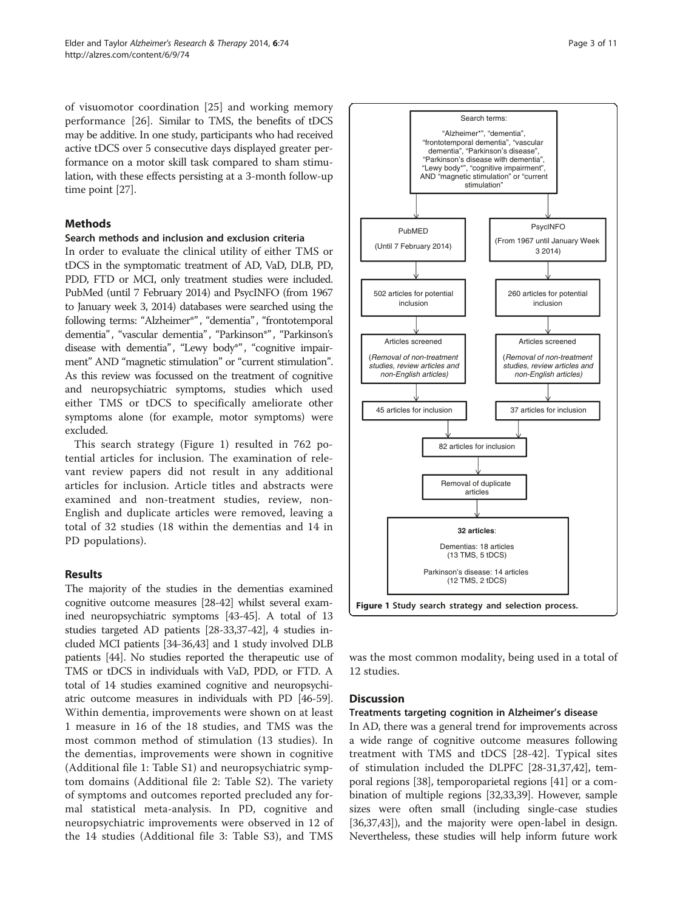of visuomotor coordination [25] and working memory performance [26]. Similar to TMS, the benefits of tDCS may be additive. In one study, participants who had received active tDCS over 5 consecutive days displayed greater performance on a motor skill task compared to sham stimulation, with these effects persisting at a 3-month follow-up time point [27].

## Methods

### Search methods and inclusion and exclusion criteria

In order to evaluate the clinical utility of either TMS or tDCS in the symptomatic treatment of AD, VaD, DLB, PD, PDD, FTD or MCI, only treatment studies were included. PubMed (until 7 February 2014) and PsycINFO (from 1967 to January week 3, 2014) databases were searched using the following terms: "Alzheimer*", "dementia", "frontotemporal dementia", "vascular dementia", "Parkinson*", "Parkinson's disease with dementia", "Lewy body*", "cognitive impairment" AND "magnetic stimulation" or "current stimulation". As this review was focussed on the treatment of cognitive and neuropsychiatric symptoms, studies which used either TMS or tDCS to specifically ameliorate other symptoms alone (for example, motor symptoms) were excluded.

This search strategy (Figure 1) resulted in 762 potential articles for inclusion. The examination of relevant review papers did not result in any additional articles for inclusion. Article titles and abstracts were examined and non-treatment studies, review, non-English and duplicate articles were removed, leaving a total of 32 studies (18 within the dementias and 14 in PD populations).

## Results

The majority of the studies in the dementias examined cognitive outcome measures [28-42] whilst several examined neuropsychiatric symptoms [43-45]. A total of 13 studies targeted AD patients [28-33,37-42], 4 studies included MCI patients [34-36,43] and 1 study involved DLB patients [44]. No studies reported the therapeutic use of TMS or tDCS in individuals with VaD, PDD, or FTD. A total of 14 studies examined cognitive and neuropsychiatric outcome measures in individuals with PD [46-59]. Within dementia, improvements were shown on at least 1 measure in 16 of the 18 studies, and TMS was the most common method of stimulation (13 studies). In the dementias, improvements were shown in cognitive (Additional file 1: Table S1) and neuropsychiatric symptom domains (Additional file 2: Table S2). The variety of symptoms and outcomes reported precluded any formal statistical meta-analysis. In PD, cognitive and neuropsychiatric improvements were observed in 12 of the 14 studies (Additional file 3: Table S3), and TMS was the most common modality, being used in a total of 12 studies.

Search terms: "Alzheimer*", "dementia", "frontotemporal dementia", "vascular dementia", "Parkinson's disease", "Parkinson's disease with dementia", "Lewy body*", "cognitive impairment", AND "magnetic stimulation" or "current stimulation"

- PubMED (Until 7 February 2014) → 502 articles for potential inclusion → Articles screened (*Removal of non-treatment studies, review articles and non-English articles*) → 45 articles for inclusion
- PsycINFO (From 1967 until January Week 3 2014) → 260 articles for potential inclusion → Articles screened (*Removal of non-treatment studies, review articles and non-English articles*) → 37 articles for inclusion

82 articles for inclusion → Removal of duplicate articles → **32 articles**: Dementias: 18 articles (13 TMS, 5 tDCS); Parkinson's disease: 14 articles (12 TMS, 2 tDCS)

**Figure 1 Study search strategy and selection process.**

## Discussion

### Treatments targeting cognition in Alzheimer's disease

In AD, there was a general trend for improvements across a wide range of cognitive outcome measures following treatment with TMS and tDCS [28-42]. Typical sites of stimulation included the DLPFC [28-31,37,42], temporal regions [38], temporoparietal regions [41] or a combination of multiple regions [32,33,39]. However, sample sizes were often small (including single-case studies [36,37,43]), and the majority were open-label in design. Nevertheless, these studies will help inform future work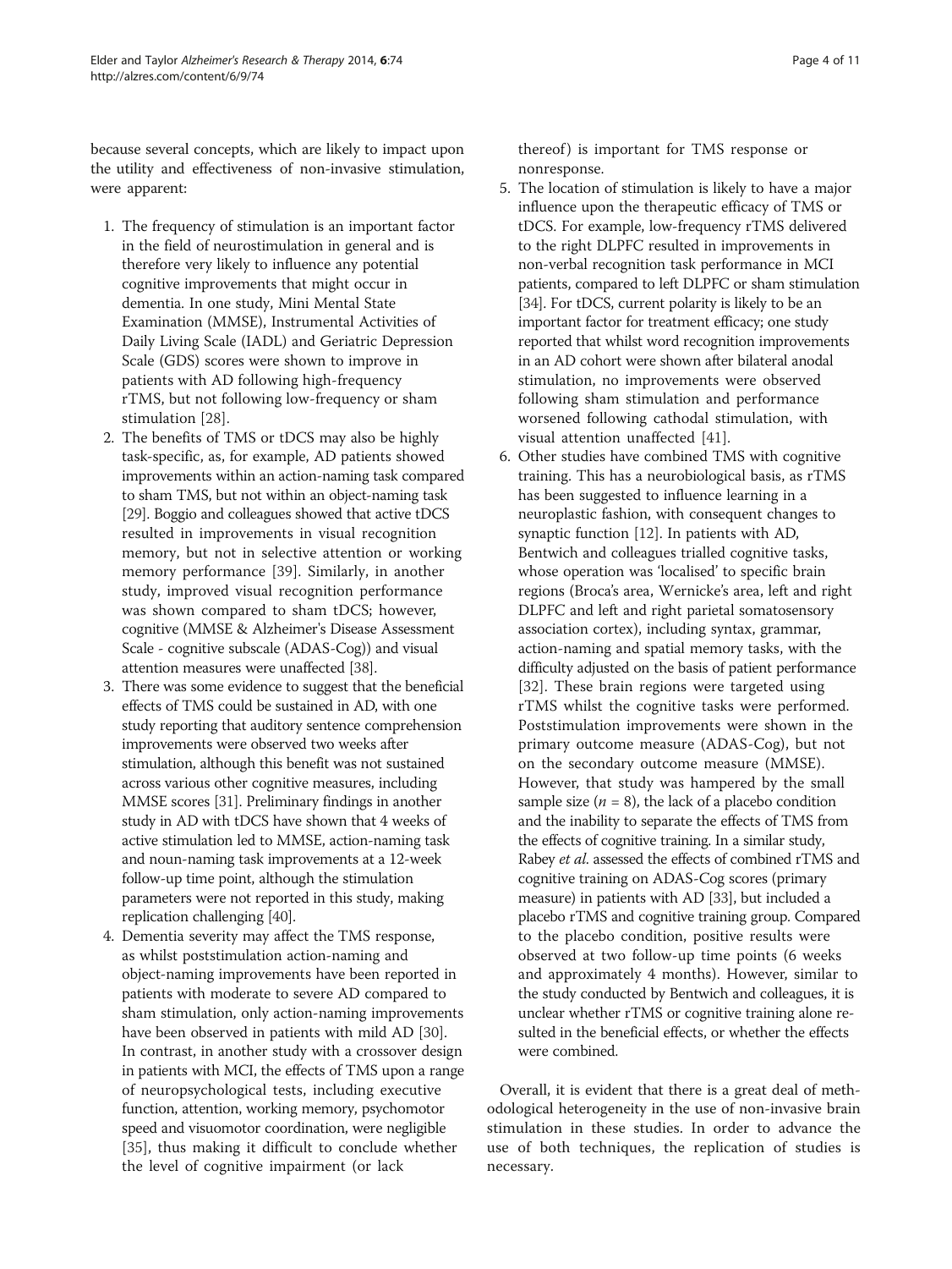because several concepts, which are likely to impact upon the utility and effectiveness of non-invasive stimulation, were apparent:

1. The frequency of stimulation is an important factor in the field of neurostimulation in general and is therefore very likely to influence any potential cognitive improvements that might occur in dementia. In one study, Mini Mental State Examination (MMSE), Instrumental Activities of Daily Living Scale (IADL) and Geriatric Depression Scale (GDS) scores were shown to improve in patients with AD following high-frequency rTMS, but not following low-frequency or sham stimulation [28].
2. The benefits of TMS or tDCS may also be highly task-specific, as, for example, AD patients showed improvements within an action-naming task compared to sham TMS, but not within an object-naming task [29]. Boggio and colleagues showed that active tDCS resulted in improvements in visual recognition memory, but not in selective attention or working memory performance [39]. Similarly, in another study, improved visual recognition performance was shown compared to sham tDCS; however, cognitive (MMSE & Alzheimer's Disease Assessment Scale - cognitive subscale (ADAS-Cog)) and visual attention measures were unaffected [38].
3. There was some evidence to suggest that the beneficial effects of TMS could be sustained in AD, with one study reporting that auditory sentence comprehension improvements were observed two weeks after stimulation, although this benefit was not sustained across various other cognitive measures, including MMSE scores [31]. Preliminary findings in another study in AD with tDCS have shown that 4 weeks of active stimulation led to MMSE, action-naming task and noun-naming task improvements at a 12-week follow-up time point, although the stimulation parameters were not reported in this study, making replication challenging [40].
4. Dementia severity may affect the TMS response, as whilst poststimulation action-naming and object-naming improvements have been reported in patients with moderate to severe AD compared to sham stimulation, only action-naming improvements have been observed in patients with mild AD [30]. In contrast, in another study with a crossover design in patients with MCI, the effects of TMS upon a range of neuropsychological tests, including executive function, attention, working memory, psychomotor speed and visuomotor coordination, were negligible [35], thus making it difficult to conclude whether the level of cognitive impairment (or lack thereof) is important for TMS response or nonresponse.
5. The location of stimulation is likely to have a major influence upon the therapeutic efficacy of TMS or tDCS. For example, low-frequency rTMS delivered to the right DLPFC resulted in improvements in non-verbal recognition task performance in MCI patients, compared to left DLPFC or sham stimulation [34]. For tDCS, current polarity is likely to be an important factor for treatment efficacy; one study reported that whilst word recognition improvements in an AD cohort were shown after bilateral anodal stimulation, no improvements were observed following sham stimulation and performance worsened following cathodal stimulation, with visual attention unaffected [41].
6. Other studies have combined TMS with cognitive training. This has a neurobiological basis, as rTMS has been suggested to influence learning in a neuroplastic fashion, with consequent changes to synaptic function [12]. In patients with AD, Bentwich and colleagues trialled cognitive tasks, whose operation was 'localised' to specific brain regions (Broca's area, Wernicke's area, left and right DLPFC and left and right parietal somatosensory association cortex), including syntax, grammar, action-naming and spatial memory tasks, with the difficulty adjusted on the basis of patient performance [32]. These brain regions were targeted using rTMS whilst the cognitive tasks were performed. Poststimulation improvements were shown in the primary outcome measure (ADAS-Cog), but not on the secondary outcome measure (MMSE). However, that study was hampered by the small sample size ($n = 8$), the lack of a placebo condition and the inability to separate the effects of TMS from the effects of cognitive training. In a similar study, Rabey *et al.* assessed the effects of combined rTMS and cognitive training on ADAS-Cog scores (primary measure) in patients with AD [33], but included a placebo rTMS and cognitive training group. Compared to the placebo condition, positive results were observed at two follow-up time points (6 weeks and approximately 4 months). However, similar to the study conducted by Bentwich and colleagues, it is unclear whether rTMS or cognitive training alone resulted in the beneficial effects, or whether the effects were combined.

Overall, it is evident that there is a great deal of methodological heterogeneity in the use of non-invasive brain stimulation in these studies. In order to advance the use of both techniques, the replication of studies is necessary.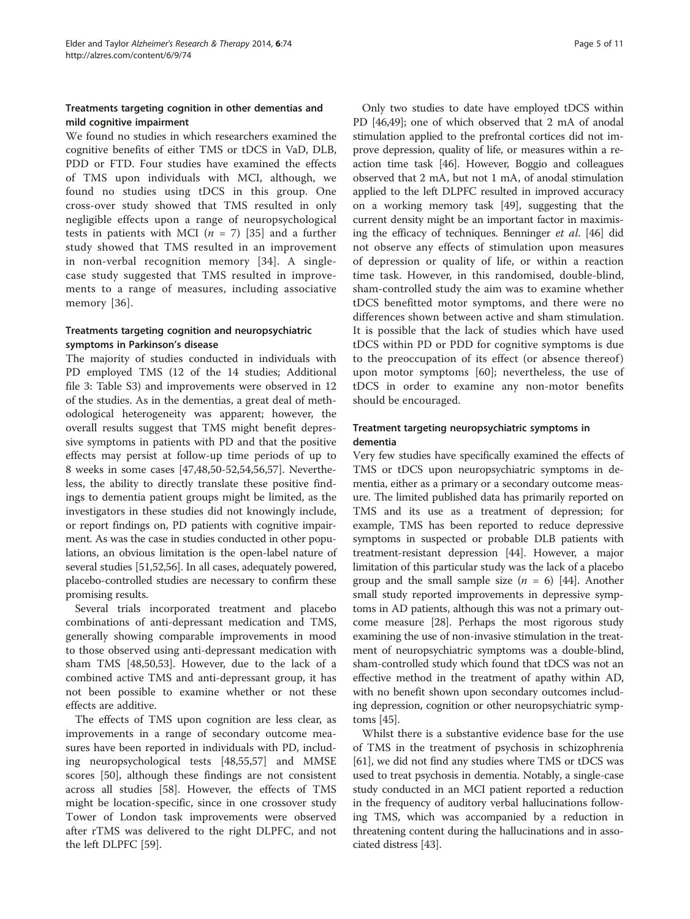### Treatments targeting cognition in other dementias and mild cognitive impairment

We found no studies in which researchers examined the cognitive benefits of either TMS or tDCS in VaD, DLB, PDD or FTD. Four studies have examined the effects of TMS upon individuals with MCI, although, we found no studies using tDCS in this group. One cross-over study showed that TMS resulted in only negligible effects upon a range of neuropsychological tests in patients with MCI ($n$ = 7) [35] and a further study showed that TMS resulted in an improvement in non-verbal recognition memory [34]. A single-case study suggested that TMS resulted in improvements to a range of measures, including associative memory [36].

### Treatments targeting cognition and neuropsychiatric symptoms in Parkinson's disease

The majority of studies conducted in individuals with PD employed TMS (12 of the 14 studies; Additional file 3: Table S3) and improvements were observed in 12 of the studies. As in the dementias, a great deal of methodological heterogeneity was apparent; however, the overall results suggest that TMS might benefit depressive symptoms in patients with PD and that the positive effects may persist at follow-up time periods of up to 8 weeks in some cases [47,48,50-52,54,56,57]. Nevertheless, the ability to directly translate these positive findings to dementia patient groups might be limited, as the investigators in these studies did not knowingly include, or report findings on, PD patients with cognitive impairment. As was the case in studies conducted in other populations, an obvious limitation is the open-label nature of several studies [51,52,56]. In all cases, adequately powered, placebo-controlled studies are necessary to confirm these promising results.

Several trials incorporated treatment and placebo combinations of anti-depressant medication and TMS, generally showing comparable improvements in mood to those observed using anti-depressant medication with sham TMS [48,50,53]. However, due to the lack of a combined active TMS and anti-depressant group, it has not been possible to examine whether or not these effects are additive.

The effects of TMS upon cognition are less clear, as improvements in a range of secondary outcome measures have been reported in individuals with PD, including neuropsychological tests [48,55,57] and MMSE scores [50], although these findings are not consistent across all studies [58]. However, the effects of TMS might be location-specific, since in one crossover study Tower of London task improvements were observed after rTMS was delivered to the right DLPFC, and not the left DLPFC [59].

Only two studies to date have employed tDCS within PD [46,49]; one of which observed that 2 mA of anodal stimulation applied to the prefrontal cortices did not improve depression, quality of life, or measures within a reaction time task [46]. However, Boggio and colleagues observed that 2 mA, but not 1 mA, of anodal stimulation applied to the left DLPFC resulted in improved accuracy on a working memory task [49], suggesting that the current density might be an important factor in maximising the efficacy of techniques. Benninger *et al.* [46] did not observe any effects of stimulation upon measures of depression or quality of life, or within a reaction time task. However, in this randomised, double-blind, sham-controlled study the aim was to examine whether tDCS benefitted motor symptoms, and there were no differences shown between active and sham stimulation. It is possible that the lack of studies which have used tDCS within PD or PDD for cognitive symptoms is due to the preoccupation of its effect (or absence thereof) upon motor symptoms [60]; nevertheless, the use of tDCS in order to examine any non-motor benefits should be encouraged.

### Treatment targeting neuropsychiatric symptoms in dementia

Very few studies have specifically examined the effects of TMS or tDCS upon neuropsychiatric symptoms in dementia, either as a primary or a secondary outcome measure. The limited published data has primarily reported on TMS and its use as a treatment of depression; for example, TMS has been reported to reduce depressive symptoms in suspected or probable DLB patients with treatment-resistant depression [44]. However, a major limitation of this particular study was the lack of a placebo group and the small sample size ($n$ = 6) [44]. Another small study reported improvements in depressive symptoms in AD patients, although this was not a primary outcome measure [28]. Perhaps the most rigorous study examining the use of non-invasive stimulation in the treatment of neuropsychiatric symptoms was a double-blind, sham-controlled study which found that tDCS was not an effective method in the treatment of apathy within AD, with no benefit shown upon secondary outcomes including depression, cognition or other neuropsychiatric symptoms [45].

Whilst there is a substantive evidence base for the use of TMS in the treatment of psychosis in schizophrenia [61], we did not find any studies where TMS or tDCS was used to treat psychosis in dementia. Notably, a single-case study conducted in an MCI patient reported a reduction in the frequency of auditory verbal hallucinations following TMS, which was accompanied by a reduction in threatening content during the hallucinations and in associated distress [43].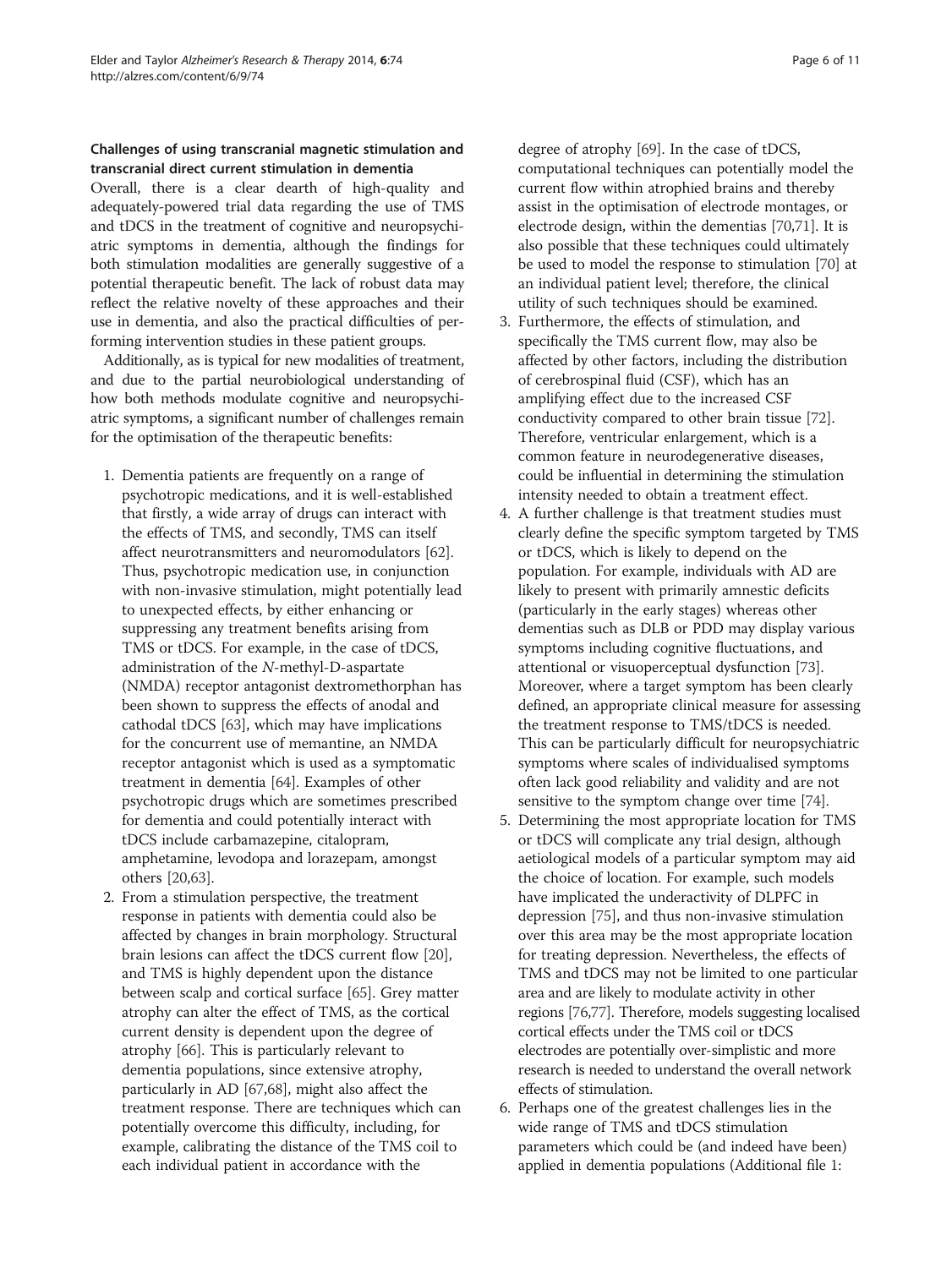### Challenges of using transcranial magnetic stimulation and transcranial direct current stimulation in dementia

Overall, there is a clear dearth of high-quality and adequately-powered trial data regarding the use of TMS and tDCS in the treatment of cognitive and neuropsychiatric symptoms in dementia, although the findings for both stimulation modalities are generally suggestive of a potential therapeutic benefit. The lack of robust data may reflect the relative novelty of these approaches and their use in dementia, and also the practical difficulties of performing intervention studies in these patient groups.

Additionally, as is typical for new modalities of treatment, and due to the partial neurobiological understanding of how both methods modulate cognitive and neuropsychiatric symptoms, a significant number of challenges remain for the optimisation of the therapeutic benefits:

1. Dementia patients are frequently on a range of psychotropic medications, and it is well-established that firstly, a wide array of drugs can interact with the effects of TMS, and secondly, TMS can itself affect neurotransmitters and neuromodulators [62]. Thus, psychotropic medication use, in conjunction with non-invasive stimulation, might potentially lead to unexpected effects, by either enhancing or suppressing any treatment benefits arising from TMS or tDCS. For example, in the case of tDCS, administration of the *N*-methyl-D-aspartate (NMDA) receptor antagonist dextromethorphan has been shown to suppress the effects of anodal and cathodal tDCS [63], which may have implications for the concurrent use of memantine, an NMDA receptor antagonist which is used as a symptomatic treatment in dementia [64]. Examples of other psychotropic drugs which are sometimes prescribed for dementia and could potentially interact with tDCS include carbamazepine, citalopram, amphetamine, levodopa and lorazepam, amongst others [20,63].
2. From a stimulation perspective, the treatment response in patients with dementia could also be affected by changes in brain morphology. Structural brain lesions can affect the tDCS current flow [20], and TMS is highly dependent upon the distance between scalp and cortical surface [65]. Grey matter atrophy can alter the effect of TMS, as the cortical current density is dependent upon the degree of atrophy [66]. This is particularly relevant to dementia populations, since extensive atrophy, particularly in AD [67,68], might also affect the treatment response. There are techniques which can potentially overcome this difficulty, including, for example, calibrating the distance of the TMS coil to each individual patient in accordance with the degree of atrophy [69]. In the case of tDCS, computational techniques can potentially model the current flow within atrophied brains and thereby assist in the optimisation of electrode montages, or electrode design, within the dementias [70,71]. It is also possible that these techniques could ultimately be used to model the response to stimulation [70] at an individual patient level; therefore, the clinical utility of such techniques should be examined.
3. Furthermore, the effects of stimulation, and specifically the TMS current flow, may also be affected by other factors, including the distribution of cerebrospinal fluid (CSF), which has an amplifying effect due to the increased CSF conductivity compared to other brain tissue [72]. Therefore, ventricular enlargement, which is a common feature in neurodegenerative diseases, could be influential in determining the stimulation intensity needed to obtain a treatment effect.
4. A further challenge is that treatment studies must clearly define the specific symptom targeted by TMS or tDCS, which is likely to depend on the population. For example, individuals with AD are likely to present with primarily amnestic deficits (particularly in the early stages) whereas other dementias such as DLB or PDD may display various symptoms including cognitive fluctuations, and attentional or visuoperceptual dysfunction [73]. Moreover, where a target symptom has been clearly defined, an appropriate clinical measure for assessing the treatment response to TMS/tDCS is needed. This can be particularly difficult for neuropsychiatric symptoms where scales of individualised symptoms often lack good reliability and validity and are not sensitive to the symptom change over time [74].
5. Determining the most appropriate location for TMS or tDCS will complicate any trial design, although aetiological models of a particular symptom may aid the choice of location. For example, such models have implicated the underactivity of DLPFC in depression [75], and thus non-invasive stimulation over this area may be the most appropriate location for treating depression. Nevertheless, the effects of TMS and tDCS may not be limited to one particular area and are likely to modulate activity in other regions [76,77]. Therefore, models suggesting localised cortical effects under the TMS coil or tDCS electrodes are potentially over-simplistic and more research is needed to understand the overall network effects of stimulation.
6. Perhaps one of the greatest challenges lies in the wide range of TMS and tDCS stimulation parameters which could be (and indeed have been) applied in dementia populations (Additional file 1: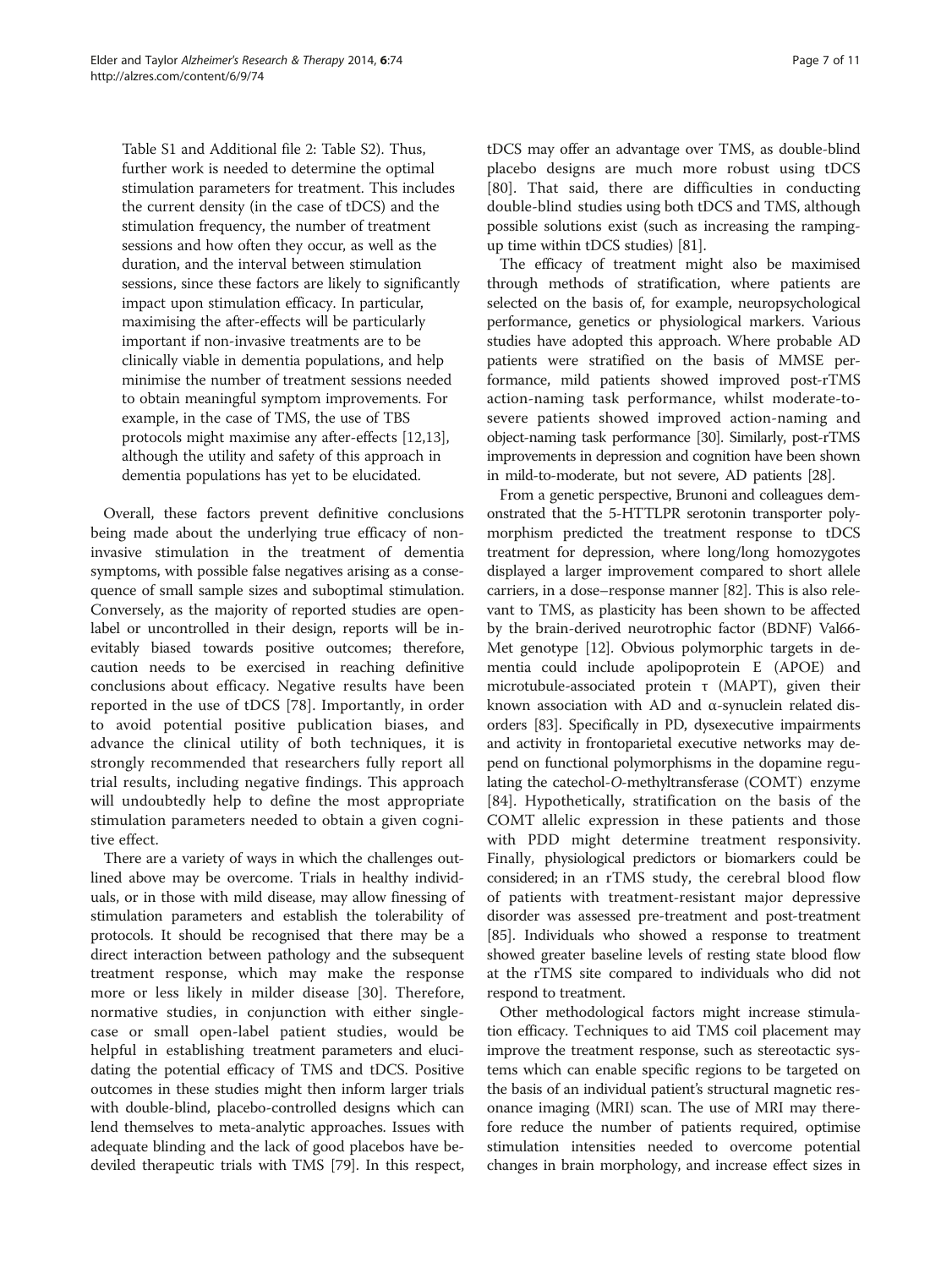Table S1 and Additional file 2: Table S2). Thus, further work is needed to determine the optimal stimulation parameters for treatment. This includes the current density (in the case of tDCS) and the stimulation frequency, the number of treatment sessions and how often they occur, as well as the duration, and the interval between stimulation sessions, since these factors are likely to significantly impact upon stimulation efficacy. In particular, maximising the after-effects will be particularly important if non-invasive treatments are to be clinically viable in dementia populations, and help minimise the number of treatment sessions needed to obtain meaningful symptom improvements. For example, in the case of TMS, the use of TBS protocols might maximise any after-effects [12,13], although the utility and safety of this approach in dementia populations has yet to be elucidated.

Overall, these factors prevent definitive conclusions being made about the underlying true efficacy of non-invasive stimulation in the treatment of dementia symptoms, with possible false negatives arising as a consequence of small sample sizes and suboptimal stimulation. Conversely, as the majority of reported studies are open-label or uncontrolled in their design, reports will be inevitably biased towards positive outcomes; therefore, caution needs to be exercised in reaching definitive conclusions about efficacy. Negative results have been reported in the use of tDCS [78]. Importantly, in order to avoid potential positive publication biases, and advance the clinical utility of both techniques, it is strongly recommended that researchers fully report all trial results, including negative findings. This approach will undoubtedly help to define the most appropriate stimulation parameters needed to obtain a given cognitive effect.

There are a variety of ways in which the challenges outlined above may be overcome. Trials in healthy individuals, or in those with mild disease, may allow finessing of stimulation parameters and establish the tolerability of protocols. It should be recognised that there may be a direct interaction between pathology and the subsequent treatment response, which may make the response more or less likely in milder disease [30]. Therefore, normative studies, in conjunction with either single-case or small open-label patient studies, would be helpful in establishing treatment parameters and elucidating the potential efficacy of TMS and tDCS. Positive outcomes in these studies might then inform larger trials with double-blind, placebo-controlled designs which can lend themselves to meta-analytic approaches. Issues with adequate blinding and the lack of good placebos have bedeviled therapeutic trials with TMS [79]. In this respect, tDCS may offer an advantage over TMS, as double-blind placebo designs are much more robust using tDCS [80]. That said, there are difficulties in conducting double-blind studies using both tDCS and TMS, although possible solutions exist (such as increasing the ramping-up time within tDCS studies) [81].

The efficacy of treatment might also be maximised through methods of stratification, where patients are selected on the basis of, for example, neuropsychological performance, genetics or physiological markers. Various studies have adopted this approach. Where probable AD patients were stratified on the basis of MMSE performance, mild patients showed improved post-rTMS action-naming task performance, whilst moderate-to-severe patients showed improved action-naming and object-naming task performance [30]. Similarly, post-rTMS improvements in depression and cognition have been shown in mild-to-moderate, but not severe, AD patients [28].

From a genetic perspective, Brunoni and colleagues demonstrated that the 5-HTTLPR serotonin transporter polymorphism predicted the treatment response to tDCS treatment for depression, where long/long homozygotes displayed a larger improvement compared to short allele carriers, in a dose–response manner [82]. This is also relevant to TMS, as plasticity has been shown to be affected by the brain-derived neurotrophic factor (BDNF) Val66-Met genotype [12]. Obvious polymorphic targets in dementia could include apolipoprotein E (APOE) and microtubule-associated protein τ (MAPT), given their known association with AD and α-synuclein related disorders [83]. Specifically in PD, dysexecutive impairments and activity in frontoparietal executive networks may depend on functional polymorphisms in the dopamine regulating the catechol-*O*-methyltransferase (COMT) enzyme [84]. Hypothetically, stratification on the basis of the COMT allelic expression in these patients and those with PDD might determine treatment responsivity. Finally, physiological predictors or biomarkers could be considered; in an rTMS study, the cerebral blood flow of patients with treatment-resistant major depressive disorder was assessed pre-treatment and post-treatment [85]. Individuals who showed a response to treatment showed greater baseline levels of resting state blood flow at the rTMS site compared to individuals who did not respond to treatment.

Other methodological factors might increase stimulation efficacy. Techniques to aid TMS coil placement may improve the treatment response, such as stereotactic systems which can enable specific regions to be targeted on the basis of an individual patient's structural magnetic resonance imaging (MRI) scan. The use of MRI may therefore reduce the number of patients required, optimise stimulation intensities needed to overcome potential changes in brain morphology, and increase effect sizes in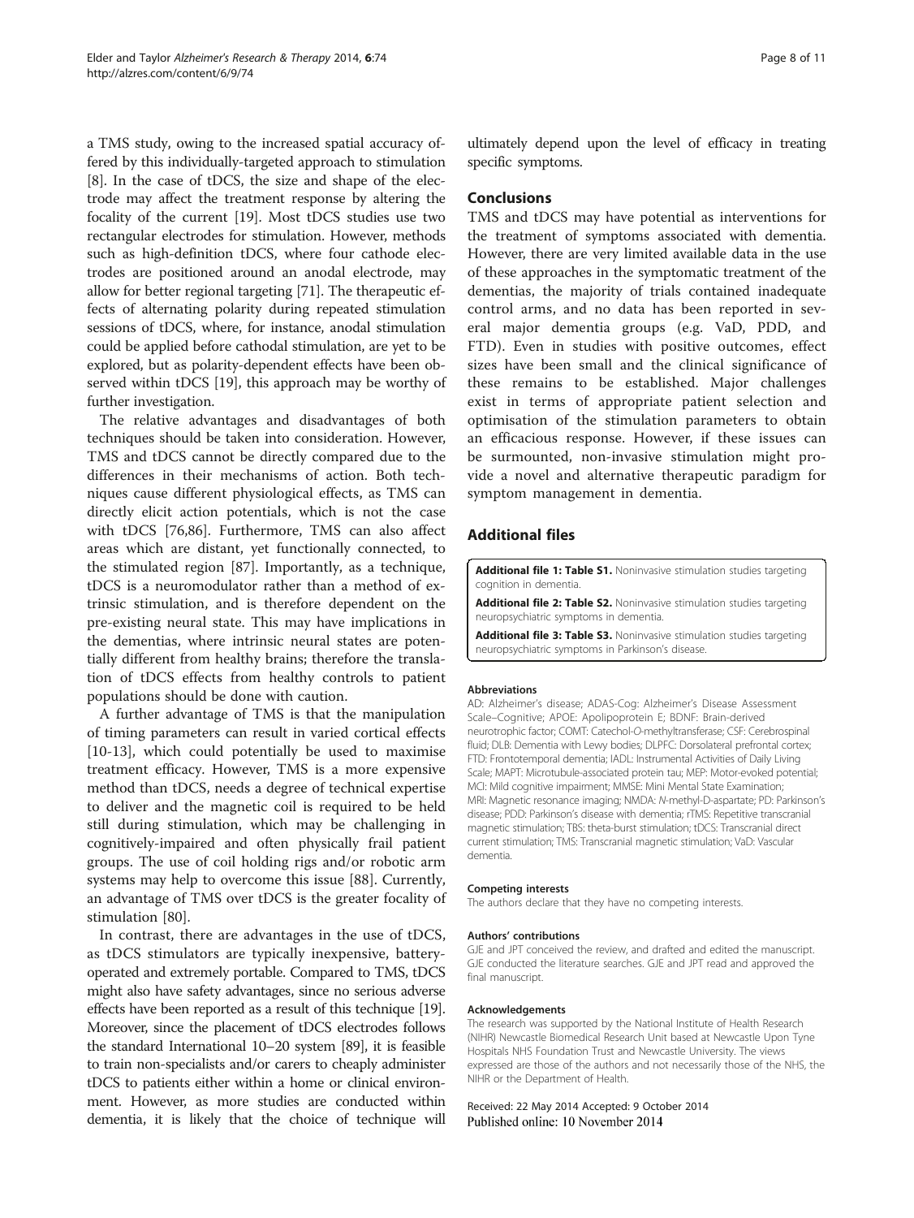a TMS study, owing to the increased spatial accuracy offered by this individually-targeted approach to stimulation [8]. In the case of tDCS, the size and shape of the electrode may affect the treatment response by altering the focality of the current [19]. Most tDCS studies use two rectangular electrodes for stimulation. However, methods such as high-definition tDCS, where four cathode electrodes are positioned around an anodal electrode, may allow for better regional targeting [71]. The therapeutic effects of alternating polarity during repeated stimulation sessions of tDCS, where, for instance, anodal stimulation could be applied before cathodal stimulation, are yet to be explored, but as polarity-dependent effects have been observed within tDCS [19], this approach may be worthy of further investigation.

The relative advantages and disadvantages of both techniques should be taken into consideration. However, TMS and tDCS cannot be directly compared due to the differences in their mechanisms of action. Both techniques cause different physiological effects, as TMS can directly elicit action potentials, which is not the case with tDCS [76,86]. Furthermore, TMS can also affect areas which are distant, yet functionally connected, to the stimulated region [87]. Importantly, as a technique, tDCS is a neuromodulator rather than a method of extrinsic stimulation, and is therefore dependent on the pre-existing neural state. This may have implications in the dementias, where intrinsic neural states are potentially different from healthy brains; therefore the translation of tDCS effects from healthy controls to patient populations should be done with caution.

A further advantage of TMS is that the manipulation of timing parameters can result in varied cortical effects [10-13], which could potentially be used to maximise treatment efficacy. However, TMS is a more expensive method than tDCS, needs a degree of technical expertise to deliver and the magnetic coil is required to be held still during stimulation, which may be challenging in cognitively-impaired and often physically frail patient groups. The use of coil holding rigs and/or robotic arm systems may help to overcome this issue [88]. Currently, an advantage of TMS over tDCS is the greater focality of stimulation [80].

In contrast, there are advantages in the use of tDCS, as tDCS stimulators are typically inexpensive, battery-operated and extremely portable. Compared to TMS, tDCS might also have safety advantages, since no serious adverse effects have been reported as a result of this technique [19]. Moreover, since the placement of tDCS electrodes follows the standard International 10–20 system [89], it is feasible to train non-specialists and/or carers to cheaply administer tDCS to patients either within a home or clinical environment. However, as more studies are conducted within dementia, it is likely that the choice of technique will ultimately depend upon the level of efficacy in treating specific symptoms.

## Conclusions

TMS and tDCS may have potential as interventions for the treatment of symptoms associated with dementia. However, there are very limited available data in the use of these approaches in the symptomatic treatment of the dementias, the majority of trials contained inadequate control arms, and no data has been reported in several major dementia groups (e.g. VaD, PDD, and FTD). Even in studies with positive outcomes, effect sizes have been small and the clinical significance of these remains to be established. Major challenges exist in terms of appropriate patient selection and optimisation of the stimulation parameters to obtain an efficacious response. However, if these issues can be surmounted, non-invasive stimulation might provide a novel and alternative therapeutic paradigm for symptom management in dementia.

## Additional files

**Additional file 1: Table S1.** Noninvasive stimulation studies targeting cognition in dementia.

**Additional file 2: Table S2.** Noninvasive stimulation studies targeting neuropsychiatric symptoms in dementia.

**Additional file 3: Table S3.** Noninvasive stimulation studies targeting neuropsychiatric symptoms in Parkinson's disease.

#### Abbreviations

AD: Alzheimer's disease; ADAS-Cog: Alzheimer's Disease Assessment Scale–Cognitive; APOE: Apolipoprotein E; BDNF: Brain-derived neurotrophic factor; COMT: Catechol-*O*-methyltransferase; CSF: Cerebrospinal fluid; DLB: Dementia with Lewy bodies; DLPFC: Dorsolateral prefrontal cortex; FTD: Frontotemporal dementia; IADL: Instrumental Activities of Daily Living Scale; MAPT: Microtubule-associated protein tau; MEP: Motor-evoked potential; MCI: Mild cognitive impairment; MMSE: Mini Mental State Examination; MRI: Magnetic resonance imaging; NMDA: *N*-methyl-D-aspartate; PD: Parkinson's disease; PDD: Parkinson's disease with dementia; rTMS: Repetitive transcranial magnetic stimulation; TBS: theta-burst stimulation; tDCS: Transcranial direct current stimulation; TMS: Transcranial magnetic stimulation; VaD: Vascular dementia.

#### Competing interests

The authors declare that they have no competing interests.

#### Authors' contributions

GJE and JPT conceived the review, and drafted and edited the manuscript. GJE conducted the literature searches. GJE and JPT read and approved the final manuscript.

#### Acknowledgements

The research was supported by the National Institute of Health Research (NIHR) Newcastle Biomedical Research Unit based at Newcastle Upon Tyne Hospitals NHS Foundation Trust and Newcastle University. The views expressed are those of the authors and not necessarily those of the NHS, the NIHR or the Department of Health.

Received: 22 May 2014 Accepted: 9 October 2014
Published online: 10 November 2014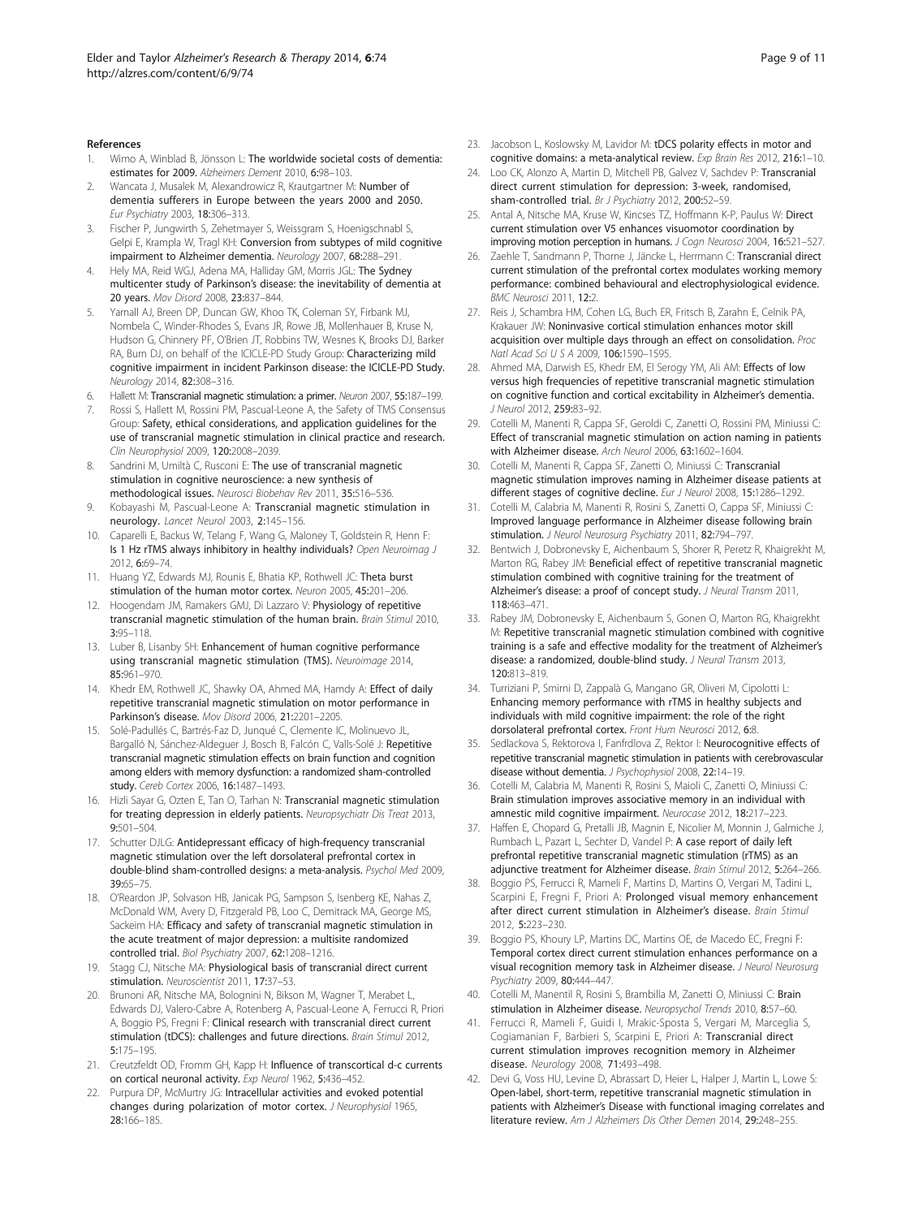## References

1. Wimo A, Winblad B, Jönsson L: The worldwide societal costs of dementia: estimates for 2009. *Alzheimers Dement* 2010, 6:98–103.
2. Wancata J, Musalek M, Alexandrowicz R, Krautgartner M: Number of dementia sufferers in Europe between the years 2000 and 2050. *Eur Psychiatry* 2003, 18:306–313.
3. Fischer P, Jungwirth S, Zehetmayer S, Weissgram S, Hoenigschnabl S, Gelpi E, Krampla W, Tragl KH: Conversion from subtypes of mild cognitive impairment to Alzheimer dementia. *Neurology* 2007, 68:288–291.
4. Hely MA, Reid WGJ, Adena MA, Halliday GM, Morris JGL: The Sydney multicenter study of Parkinson's disease: the inevitability of dementia at 20 years. *Mov Disord* 2008, 23:837–844.
5. Yarnall AJ, Breen DP, Duncan GW, Khoo TK, Coleman SY, Firbank MJ, Nombela C, Winder-Rhodes S, Evans JR, Rowe JB, Mollenhauer B, Kruse N, Hudson G, Chinnery PF, O'Brien JT, Robbins TW, Wesnes K, Brooks DJ, Barker RA, Burn DJ, on behalf of the ICICLE-PD Study Group: Characterizing mild cognitive impairment in incident Parkinson disease: the ICICLE-PD Study. *Neurology* 2014, 82:308–316.
6. Hallett M: Transcranial magnetic stimulation: a primer. *Neuron* 2007, 55:187–199.
7. Rossi S, Hallett M, Rossini PM, Pascual-Leone A, the Safety of TMS Consensus Group: Safety, ethical considerations, and application guidelines for the use of transcranial magnetic stimulation in clinical practice and research. *Clin Neurophysiol* 2009, 120:2008–2039.
8. Sandrini M, Umiltà C, Rusconi E: The use of transcranial magnetic stimulation in cognitive neuroscience: a new synthesis of methodological issues. *Neurosci Biobehav Rev* 2011, 35:516–536.
9. Kobayashi M, Pascual-Leone A: Transcranial magnetic stimulation in neurology. *Lancet Neurol* 2003, 2:145–156.
10. Caparelli E, Backus W, Telang F, Wang G, Maloney T, Goldstein R, Henn F: Is 1 Hz rTMS always inhibitory in healthy individuals? *Open Neuroimag J* 2012, 6:69–74.
11. Huang YZ, Edwards MJ, Rounis E, Bhatia KP, Rothwell JC: Theta burst stimulation of the human motor cortex. *Neuron* 2005, 45:201–206.
12. Hoogendam JM, Ramakers GMJ, Di Lazzaro V: Physiology of repetitive transcranial magnetic stimulation of the human brain. *Brain Stimul* 2010, 3:95–118.
13. Luber B, Lisanby SH: Enhancement of human cognitive performance using transcranial magnetic stimulation (TMS). *Neuroimage* 2014, 85:961–970.
14. Khedr EM, Rothwell JC, Shawky OA, Ahmed MA, Hamdy A: Effect of daily repetitive transcranial magnetic stimulation on motor performance in Parkinson's disease. *Mov Disord* 2006, 21:2201–2205.
15. Solé-Padullés C, Bartrés-Faz D, Junqué C, Clemente IC, Molinuevo JL, Bargalló N, Sánchez-Aldeguer J, Bosch B, Falcón C, Valls-Solé J: Repetitive transcranial magnetic stimulation effects on brain function and cognition among elders with memory dysfunction: a randomized sham-controlled study. *Cereb Cortex* 2006, 16:1487–1493.
16. Hizli Sayar G, Ozten E, Tan O, Tarhan N: Transcranial magnetic stimulation for treating depression in elderly patients. *Neuropsychiatr Dis Treat* 2013, 9:501–504.
17. Schutter DJLG: Antidepressant efficacy of high-frequency transcranial magnetic stimulation over the left dorsolateral prefrontal cortex in double-blind sham-controlled designs: a meta-analysis. *Psychol Med* 2009, 39:65–75.
18. O'Reardon JP, Solvason HB, Janicak PG, Sampson S, Isenberg KE, Nahas Z, McDonald WM, Avery D, Fitzgerald PB, Loo C, Demitrack MA, George MS, Sackeim HA: Efficacy and safety of transcranial magnetic stimulation in the acute treatment of major depression: a multisite randomized controlled trial. *Biol Psychiatry* 2007, 62:1208–1216.
19. Stagg CJ, Nitsche MA: Physiological basis of transcranial direct current stimulation. *Neuroscientist* 2011, 17:37–53.
20. Brunoni AR, Nitsche MA, Bolognini N, Bikson M, Wagner T, Merabet L, Edwards DJ, Valero-Cabre A, Rotenberg A, Pascual-Leone A, Ferrucci R, Priori A, Boggio PS, Fregni F: Clinical research with transcranial direct current stimulation (tDCS): challenges and future directions. *Brain Stimul* 2012, 5:175–195.
21. Creutzfeldt OD, Fromm GH, Kapp H: Influence of transcortical d-c currents on cortical neuronal activity. *Exp Neurol* 1962, 5:436–452.
22. Purpura DP, McMurtry JG: Intracellular activities and evoked potential changes during polarization of motor cortex. *J Neurophysiol* 1965, 28:166–185.
23. Jacobson L, Koslowsky M, Lavidor M: tDCS polarity effects in motor and cognitive domains: a meta-analytical review. *Exp Brain Res* 2012, 216:1–10.
24. Loo CK, Alonzo A, Martin D, Mitchell PB, Galvez V, Sachdev P: Transcranial direct current stimulation for depression: 3-week, randomised, sham-controlled trial. *Br J Psychiatry* 2012, 200:52–59.
25. Antal A, Nitsche MA, Kruse W, Kincses TZ, Hoffmann K-P, Paulus W: Direct current stimulation over V5 enhances visuomotor coordination by improving motion perception in humans. *J Cogn Neurosci* 2004, 16:521–527.
26. Zaehle T, Sandmann P, Thorne J, Jäncke L, Herrmann C: Transcranial direct current stimulation of the prefrontal cortex modulates working memory performance: combined behavioural and electrophysiological evidence. *BMC Neurosci* 2011, 12:2.
27. Reis J, Schambra HM, Cohen LG, Buch ER, Fritsch B, Zarahn E, Celnik PA, Krakauer JW: Noninvasive cortical stimulation enhances motor skill acquisition over multiple days through an effect on consolidation. *Proc Natl Acad Sci U S A* 2009, 106:1590–1595.
28. Ahmed MA, Darwish ES, Khedr EM, El Serogy YM, Ali AM: Effects of low versus high frequencies of repetitive transcranial magnetic stimulation on cognitive function and cortical excitability in Alzheimer's dementia. *J Neurol* 2012, 259:83–92.
29. Cotelli M, Manenti R, Cappa SF, Geroldi C, Zanetti O, Rossini PM, Miniussi C: Effect of transcranial magnetic stimulation on action naming in patients with Alzheimer disease. *Arch Neurol* 2006, 63:1602–1604.
30. Cotelli M, Manenti R, Cappa SF, Zanetti O, Miniussi C: Transcranial magnetic stimulation improves naming in Alzheimer disease patients at different stages of cognitive decline. *Eur J Neurol* 2008, 15:1286–1292.
31. Cotelli M, Calabria M, Manenti R, Rosini S, Zanetti O, Cappa SF, Miniussi C: Improved language performance in Alzheimer disease following brain stimulation. *J Neurol Neurosurg Psychiatry* 2011, 82:794–797.
32. Bentwich J, Dobronevsky E, Aichenbaum S, Shorer R, Peretz R, Khaigrekht M, Marton RG, Rabey JM: Beneficial effect of repetitive transcranial magnetic stimulation combined with cognitive training for the treatment of Alzheimer's disease: a proof of concept study. *J Neural Transm* 2011, 118:463–471.
33. Rabey JM, Dobronevsky E, Aichenbaum S, Gonen O, Marton RG, Khaigrekht M: Repetitive transcranial magnetic stimulation combined with cognitive training is a safe and effective modality for the treatment of Alzheimer's disease: a randomized, double-blind study. *J Neural Transm* 2013, 120:813–819.
34. Turriziani P, Smirni D, Zappalà G, Mangano GR, Oliveri M, Cipolotti L: Enhancing memory performance with rTMS in healthy subjects and individuals with mild cognitive impairment: the role of the right dorsolateral prefrontal cortex. *Front Hum Neurosci* 2012, 6:8.
35. Sedlackova S, Rektorova I, Fanfrdlova Z, Rektor I: Neurocognitive effects of repetitive transcranial magnetic stimulation in patients with cerebrovascular disease without dementia. *J Psychophysiol* 2008, 22:14–19.
36. Cotelli M, Calabria M, Manenti R, Rosini S, Maioli C, Zanetti O, Miniussi C: Brain stimulation improves associative memory in an individual with amnestic mild cognitive impairment. *Neurocase* 2012, 18:217–223.
37. Haffen E, Chopard G, Pretalli JB, Magnin E, Nicolier M, Monnin J, Galmiche J, Rumbach L, Pazart L, Sechter D, Vandel P: A case report of daily left prefrontal repetitive transcranial magnetic stimulation (rTMS) as an adjunctive treatment for Alzheimer disease. *Brain Stimul* 2012, 5:264–266.
38. Boggio PS, Ferrucci R, Mameli F, Martins D, Martins O, Vergari M, Tadini L, Scarpini E, Fregni F, Priori A: Prolonged visual memory enhancement after direct current stimulation in Alzheimer's disease. *Brain Stimul* 2012, 5:223–230.
39. Boggio PS, Khoury LP, Martins DC, Martins OE, de Macedo EC, Fregni F: Temporal cortex direct current stimulation enhances performance on a visual recognition memory task in Alzheimer disease. *J Neurol Neurosurg Psychiatry* 2009, 80:444–447.
40. Cotelli M, Manentil R, Rosini S, Brambilla M, Zanetti O, Miniussi C: Brain stimulation in Alzheimer disease. *Neuropsychol Trends* 2010, 8:57–60.
41. Ferrucci R, Mameli F, Guidi I, Mrakic-Sposta S, Vergari M, Marceglia S, Cogiamanian F, Barbieri S, Scarpini E, Priori A: Transcranial direct current stimulation improves recognition memory in Alzheimer disease. *Neurology* 2008, 71:493–498.
42. Devi G, Voss HU, Levine D, Abrassart D, Heier L, Halper J, Martin L, Lowe S: Open-label, short-term, repetitive transcranial magnetic stimulation in patients with Alzheimer's Disease with functional imaging correlates and literature review. *Am J Alzheimers Dis Other Demen* 2014, 29:248–255.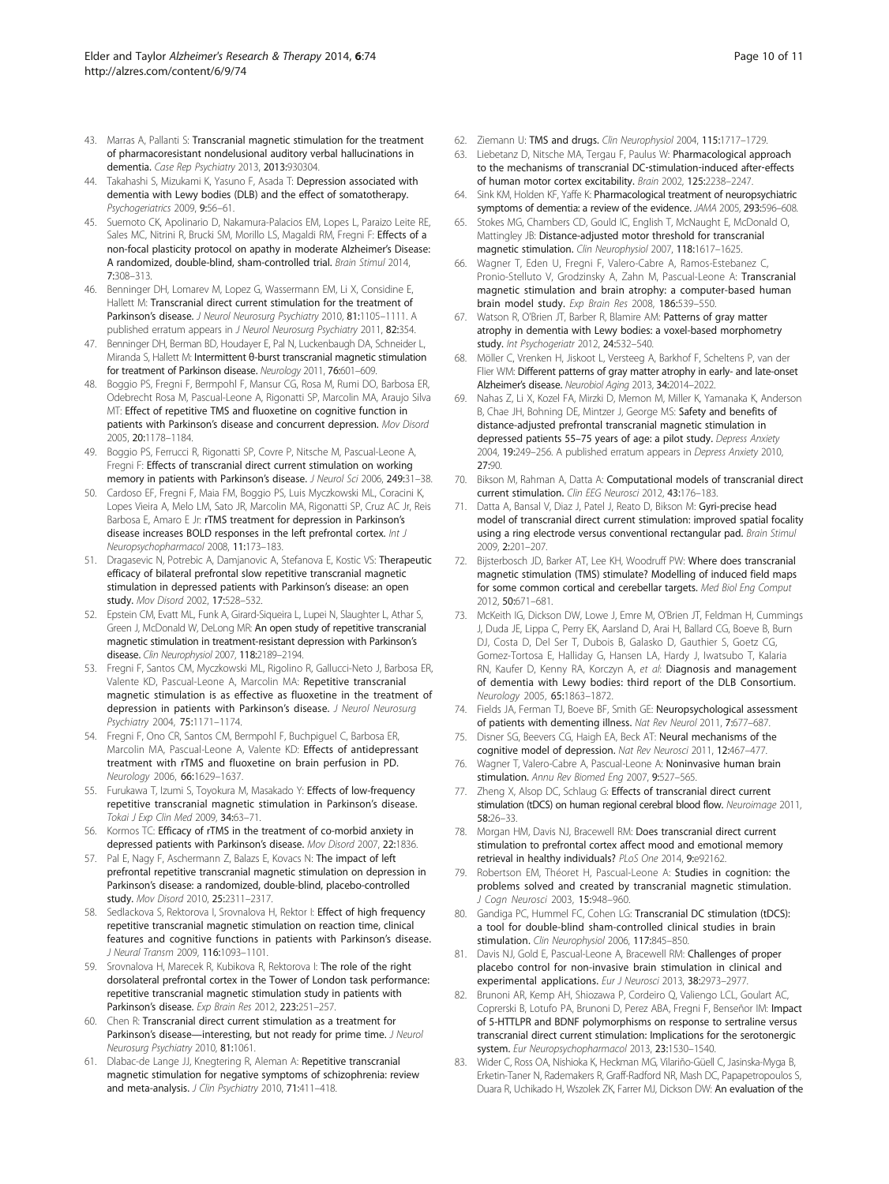43. Marras A, Pallanti S: **Transcranial magnetic stimulation for the treatment of pharmacoresistant nondelusional auditory verbal hallucinations in dementia.** *Case Rep Psychiatry* 2013, **2013:**930304.
44. Takahashi S, Mizukami K, Yasuno F, Asada T: **Depression associated with dementia with Lewy bodies (DLB) and the effect of somatotherapy.** *Psychogeriatrics* 2009, **9:**56–61.
45. Suemoto CK, Apolinario D, Nakamura-Palacios EM, Lopes L, Paraizo Leite RE, Sales MC, Nitrini R, Brucki SM, Morillo LS, Magaldi RM, Fregni F: **Effects of a non-focal plasticity protocol on apathy in moderate Alzheimer's Disease: A randomized, double-blind, sham-controlled trial.** *Brain Stimul* 2014, **7:**308–313.
46. Benninger DH, Lomarev M, Lopez G, Wassermann EM, Li X, Considine E, Hallett M: **Transcranial direct current stimulation for the treatment of Parkinson's disease.** *J Neurol Neurosurg Psychiatry* 2010, **81:**1105–1111. A published erratum appears in *J Neurol Neurosurg Psychiatry* 2011, **82:**354.
47. Benninger DH, Berman BD, Houdayer E, Pal N, Luckenbaugh DA, Schneider L, Miranda S, Hallett M: **Intermittent θ-burst transcranial magnetic stimulation for treatment of Parkinson disease.** *Neurology* 2011, **76:**601–609.
48. Boggio PS, Fregni F, Bermpohl F, Mansur CG, Rosa M, Rumi DO, Barbosa ER, Odebrecht Rosa M, Pascual-Leone A, Rigonatti SP, Marcolin MA, Araujo Silva MT: **Effect of repetitive TMS and fluoxetine on cognitive function in patients with Parkinson's disease and concurrent depression.** *Mov Disord* 2005, **20:**1178–1184.
49. Boggio PS, Ferrucci R, Rigonatti SP, Covre P, Nitsche M, Pascual-Leone A, Fregni F: **Effects of transcranial direct current stimulation on working memory in patients with Parkinson's disease.** *J Neurol Sci* 2006, **249:**31–38.
50. Cardoso EF, Fregni F, Maia FM, Boggio PS, Luis Myczkowski ML, Coracini K, Lopes Vieira A, Melo LM, Sato JR, Marcolin MA, Rigonatti SP, Cruz AC Jr, Reis Barbosa E, Amaro E Jr: **rTMS treatment for depression in Parkinson's disease increases BOLD responses in the left prefrontal cortex.** *Int J Neuropsychopharmacol* 2008, **11:**173–183.
51. Dragasevic N, Potrebic A, Damjanovic A, Stefanova E, Kostic VS: **Therapeutic efficacy of bilateral prefrontal slow repetitive transcranial magnetic stimulation in depressed patients with Parkinson's disease: an open study.** *Mov Disord* 2002, **17:**528–532.
52. Epstein CM, Evatt ML, Funk A, Girard-Siqueira L, Lupei N, Slaughter L, Athar S, Green J, McDonald W, DeLong MR: **An open study of repetitive transcranial magnetic stimulation in treatment-resistant depression with Parkinson's disease.** *Clin Neurophysiol* 2007, **118:**2189–2194.
53. Fregni F, Santos CM, Myczkowski ML, Rigolino R, Gallucci-Neto J, Barbosa ER, Valente KD, Pascual-Leone A, Marcolin MA: **Repetitive transcranial magnetic stimulation is as effective as fluoxetine in the treatment of depression in patients with Parkinson's disease.** *J Neurol Neurosurg Psychiatry* 2004, **75:**1171–1174.
54. Fregni F, Ono CR, Santos CM, Bermpohl F, Buchpiguel C, Barbosa ER, Marcolin MA, Pascual-Leone A, Valente KD: **Effects of antidepressant treatment with rTMS and fluoxetine on brain perfusion in PD.** *Neurology* 2006, **66:**1629–1637.
55. Furukawa T, Izumi S, Toyokura M, Masakado Y: **Effects of low-frequency repetitive transcranial magnetic stimulation in Parkinson's disease.** *Tokai J Exp Clin Med* 2009, **34:**63–71.
56. Kormos TC: **Efficacy of rTMS in the treatment of co-morbid anxiety in depressed patients with Parkinson's disease.** *Mov Disord* 2007, **22:**1836.
57. Pal E, Nagy F, Aschermann Z, Balazs E, Kovacs N: **The impact of left prefrontal repetitive transcranial magnetic stimulation on depression in Parkinson's disease: a randomized, double-blind, placebo-controlled study.** *Mov Disord* 2010, **25:**2311–2317.
58. Sedlackova S, Rektorova I, Srovnalova H, Rektor I: **Effect of high frequency repetitive transcranial magnetic stimulation on reaction time, clinical features and cognitive functions in patients with Parkinson's disease.** *J Neural Transm* 2009, **116:**1093–1101.
59. Srovnalova H, Marecek R, Kubikova R, Rektorova I: **The role of the right dorsolateral prefrontal cortex in the Tower of London task performance: repetitive transcranial magnetic stimulation study in patients with Parkinson's disease.** *Exp Brain Res* 2012, **223:**251–257.
60. Chen R: **Transcranial direct current stimulation as a treatment for Parkinson's disease—interesting, but not ready for prime time.** *J Neurol Neurosurg Psychiatry* 2010, **81:**1061.
61. Dlabac-de Lange JJ, Knegtering R, Aleman A: **Repetitive transcranial magnetic stimulation for negative symptoms of schizophrenia: review and meta-analysis.** *J Clin Psychiatry* 2010, **71:**411–418.
62. Ziemann U: **TMS and drugs.** *Clin Neurophysiol* 2004, **115:**1717–1729.
63. Liebetanz D, Nitsche MA, Tergau F, Paulus W: **Pharmacological approach to the mechanisms of transcranial DC-stimulation-induced after-effects of human motor cortex excitability.** *Brain* 2002, **125:**2238–2247.
64. Sink KM, Holden KF, Yaffe K: **Pharmacological treatment of neuropsychiatric symptoms of dementia: a review of the evidence.** *JAMA* 2005, **293:**596–608.
65. Stokes MG, Chambers CD, Gould IC, English T, McNaught E, McDonald O, Mattingley JB: **Distance-adjusted motor threshold for transcranial magnetic stimulation.** *Clin Neurophysiol* 2007, **118:**1617–1625.
66. Wagner T, Eden U, Fregni F, Valero-Cabre A, Ramos-Estebanez C, Pronio-Stelluto V, Grodzinsky A, Zahn M, Pascual-Leone A: **Transcranial magnetic stimulation and brain atrophy: a computer-based human brain model study.** *Exp Brain Res* 2008, **186:**539–550.
67. Watson R, O'Brien JT, Barber R, Blamire AM: **Patterns of gray matter atrophy in dementia with Lewy bodies: a voxel-based morphometry study.** *Int Psychogeriatr* 2012, **24:**532–540.
68. Möller C, Vrenken H, Jiskoot L, Versteeg A, Barkhof F, Scheltens P, van der Flier WM: **Different patterns of gray matter atrophy in early- and late-onset Alzheimer's disease.** *Neurobiol Aging* 2013, **34:**2014–2022.
69. Nahas Z, Li X, Kozel FA, Mirzki D, Memon M, Miller K, Yamanaka K, Anderson B, Chae JH, Bohning DE, Mintzer J, George MS: **Safety and benefits of distance-adjusted prefrontal transcranial magnetic stimulation in depressed patients 55–75 years of age: a pilot study.** *Depress Anxiety* 2004, **19:**249–256. A published erratum appears in *Depress Anxiety* 2010, **27:**90.
70. Bikson M, Rahman A, Datta A: **Computational models of transcranial direct current stimulation.** *Clin EEG Neurosci* 2012, **43:**176–183.
71. Datta A, Bansal V, Diaz J, Patel J, Reato D, Bikson M: **Gyri-precise head model of transcranial direct current stimulation: improved spatial focality using a ring electrode versus conventional rectangular pad.** *Brain Stimul* 2009, **2:**201–207.
72. Bijsterbosch JD, Barker AT, Lee KH, Woodruff PW: **Where does transcranial magnetic stimulation (TMS) stimulate? Modelling of induced field maps for some common cortical and cerebellar targets.** *Med Biol Eng Comput* 2012, **50:**671–681.
73. McKeith IG, Dickson DW, Lowe J, Emre M, O'Brien JT, Feldman H, Cummings J, Duda JE, Lippa C, Perry EK, Aarsland D, Arai H, Ballard CG, Boeve B, Burn DJ, Costa D, Del Ser T, Dubois B, Galasko D, Gauthier S, Goetz CG, Gomez-Tortosa E, Halliday G, Hansen LA, Hardy J, Iwatsubo T, Kalaria RN, Kaufer D, Kenny RA, Korczyn A, *et al*: **Diagnosis and management of dementia with Lewy bodies: third report of the DLB Consortium.** *Neurology* 2005, **65:**1863–1872.
74. Fields JA, Ferman TJ, Boeve BF, Smith GE: **Neuropsychological assessment of patients with dementing illness.** *Nat Rev Neurol* 2011, **7:**677–687.
75. Disner SG, Beevers CG, Haigh EA, Beck AT: **Neural mechanisms of the cognitive model of depression.** *Nat Rev Neurosci* 2011, **12:**467–477.
76. Wagner T, Valero-Cabre A, Pascual-Leone A: **Noninvasive human brain stimulation.** *Annu Rev Biomed Eng* 2007, **9:**527–565.
77. Zheng X, Alsop DC, Schlaug G: **Effects of transcranial direct current stimulation (tDCS) on human regional cerebral blood flow.** *Neuroimage* 2011, **58:**26–33.
78. Morgan HM, Davis NJ, Bracewell RM: **Does transcranial direct current stimulation to prefrontal cortex affect mood and emotional memory retrieval in healthy individuals?** *PLoS One* 2014, **9:**e92162.
79. Robertson EM, Théoret H, Pascual-Leone A: **Studies in cognition: the problems solved and created by transcranial magnetic stimulation.** *J Cogn Neurosci* 2003, **15:**948–960.
80. Gandiga PC, Hummel FC, Cohen LG: **Transcranial DC stimulation (tDCS): a tool for double-blind sham-controlled clinical studies in brain stimulation.** *Clin Neurophysiol* 2006, **117:**845–850.
81. Davis NJ, Gold E, Pascual-Leone A, Bracewell RM: **Challenges of proper placebo control for non-invasive brain stimulation in clinical and experimental applications.** *Eur J Neurosci* 2013, **38:**2973–2977.
82. Brunoni AR, Kemp AH, Shiozawa P, Cordeiro Q, Valiengo LCL, Goulart AC, Coprerski B, Lotufo PA, Brunoni D, Perez ABA, Fregni F, Benseñor IM: **Impact of 5-HTTLPR and BDNF polymorphisms on response to sertraline versus transcranial direct current stimulation: Implications for the serotonergic system.** *Eur Neuropsychopharmacol* 2013, **23:**1530–1540.
83. Wider C, Ross OA, Nishioka K, Heckman MG, Vilariño-Güell C, Jasinska-Myga B, Erketin-Taner N, Rademakers R, Graff-Radford NR, Mash DC, Papapetropoulos S, Duara R, Uchikado H, Wszolek ZK, Farrer MJ, Dickson DW: **An evaluation of the**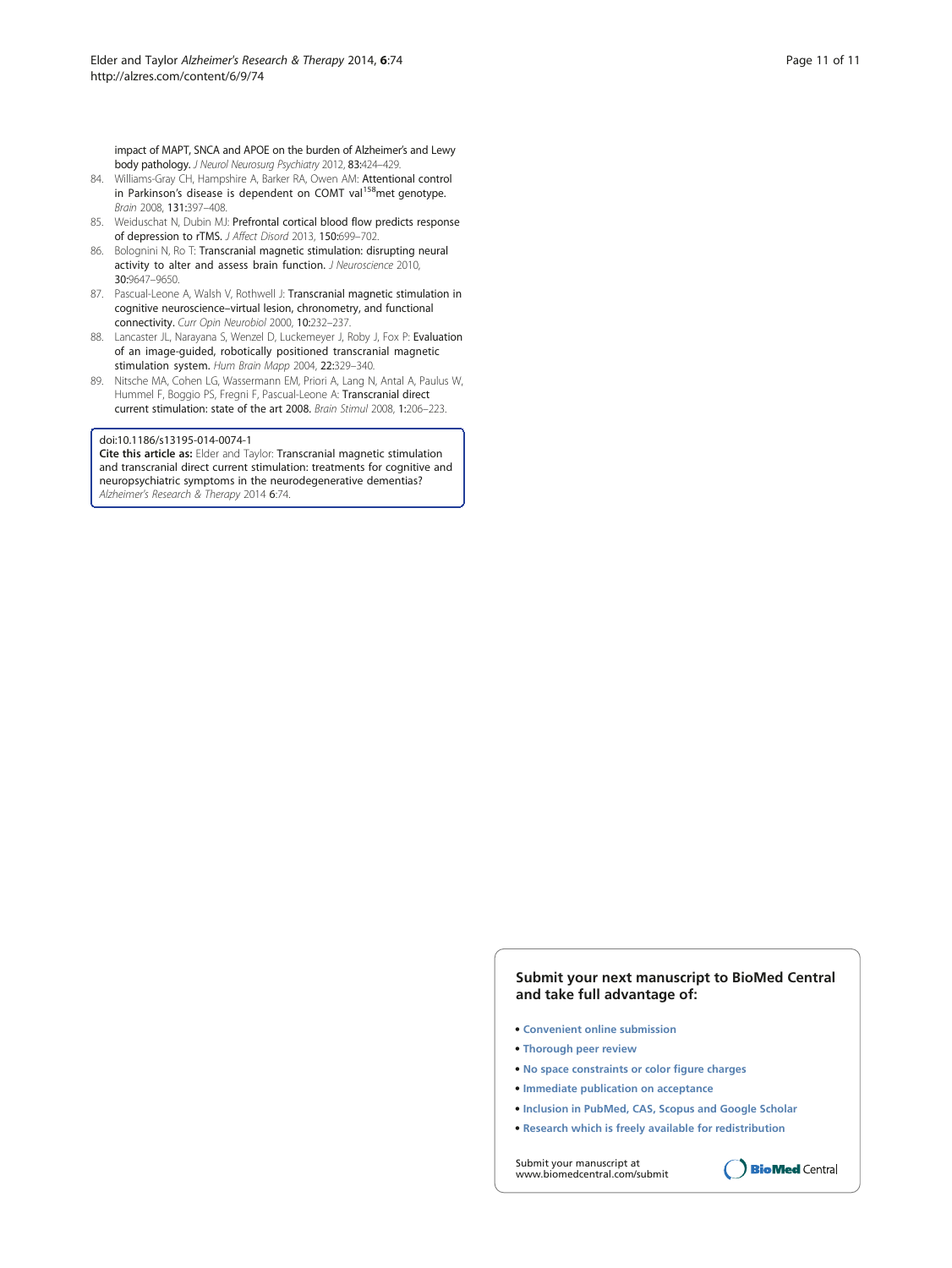impact of MAPT, SNCA and APOE on the burden of Alzheimer's and Lewy body pathology. *J Neurol Neurosurg Psychiatry* 2012, **83:**424–429.

84. Williams-Gray CH, Hampshire A, Barker RA, Owen AM: **Attentional control in Parkinson's disease is dependent on COMT val$^{158}$met genotype.** *Brain* 2008, **131:**397–408.
85. Weiduschat N, Dubin MJ: **Prefrontal cortical blood flow predicts response of depression to rTMS.** *J Affect Disord* 2013, **150:**699–702.
86. Bolognini N, Ro T: **Transcranial magnetic stimulation: disrupting neural activity to alter and assess brain function.** *J Neuroscience* 2010, **30:**9647–9650.
87. Pascual-Leone A, Walsh V, Rothwell J: **Transcranial magnetic stimulation in cognitive neuroscience–virtual lesion, chronometry, and functional connectivity.** *Curr Opin Neurobiol* 2000, **10:**232–237.
88. Lancaster JL, Narayana S, Wenzel D, Luckemeyer J, Roby J, Fox P: **Evaluation of an image-guided, robotically positioned transcranial magnetic stimulation system.** *Hum Brain Mapp* 2004, **22:**329–340.
89. Nitsche MA, Cohen LG, Wassermann EM, Priori A, Lang N, Antal A, Paulus W, Hummel F, Boggio PS, Fregni F, Pascual-Leone A: **Transcranial direct current stimulation: state of the art 2008.** *Brain Stimul* 2008, **1:**206–223.

doi:10.1186/s13195-014-0074-1
**Cite this article as:** Elder and Taylor: **Transcranial magnetic stimulation and transcranial direct current stimulation: treatments for cognitive and neuropsychiatric symptoms in the neurodegenerative dementias?** *Alzheimer's Research & Therapy* 2014 **6**:74.

**Submit your next manuscript to BioMed Central and take full advantage of:**

- **Convenient online submission**
- **Thorough peer review**
- **No space constraints or color figure charges**
- **Immediate publication on acceptance**
- **Inclusion in PubMed, CAS, Scopus and Google Scholar**
- **Research which is freely available for redistribution**

Submit your manuscript at
www.biomedcentral.com/submit

BioMed Central